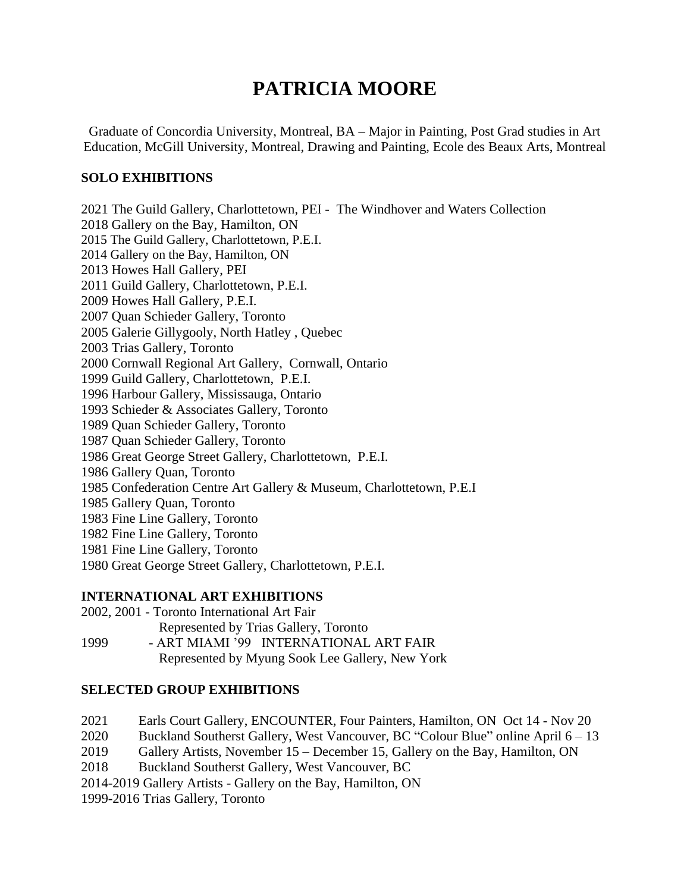# PATRICIA MOORE

Graduate of Concordia University, Montreal, BA – Major in Painting, Post Grad studies in Art Education, McGill University, Montreal, Drawing and Painting, Ecole des Beaux Arts, Montreal

## SOLO EXHIBITIONS

2021 The Guild Gallery, Charlottetown, PEI - The Windhover and Waters Collection
2018 Gallery on the Bay, Hamilton, ON
2015 The Guild Gallery, Charlottetown, P.E.I.
2014 Gallery on the Bay, Hamilton, ON
2013 Howes Hall Gallery, PEI
2011 Guild Gallery, Charlottetown, P.E.I.
2009 Howes Hall Gallery, P.E.I.
2007 Quan Schieder Gallery, Toronto
2005 Galerie Gillygooly, North Hatley , Quebec
2003 Trias Gallery, Toronto
2000 Cornwall Regional Art Gallery, Cornwall, Ontario
1999 Guild Gallery, Charlottetown, P.E.I.
1996 Harbour Gallery, Mississauga, Ontario
1993 Schieder & Associates Gallery, Toronto
1989 Quan Schieder Gallery, Toronto
1987 Quan Schieder Gallery, Toronto
1986 Great George Street Gallery, Charlottetown, P.E.I.
1986 Gallery Quan, Toronto
1985 Confederation Centre Art Gallery & Museum, Charlottetown, P.E.I
1985 Gallery Quan, Toronto
1983 Fine Line Gallery, Toronto
1982 Fine Line Gallery, Toronto
1981 Fine Line Gallery, Toronto
1980 Great George Street Gallery, Charlottetown, P.E.I.

## INTERNATIONAL ART EXHIBITIONS

2002, 2001 - Toronto International Art Fair
Represented by Trias Gallery, Toronto
1999 - ART MIAMI '99 INTERNATIONAL ART FAIR
Represented by Myung Sook Lee Gallery, New York

## SELECTED GROUP EXHIBITIONS

2021 Earls Court Gallery, ENCOUNTER, Four Painters, Hamilton, ON Oct 14 - Nov 20
2020 Buckland Southerst Gallery, West Vancouver, BC "Colour Blue" online April 6 – 13
2019 Gallery Artists, November 15 – December 15, Gallery on the Bay, Hamilton, ON
2018 Buckland Southerst Gallery, West Vancouver, BC
2014-2019 Gallery Artists - Gallery on the Bay, Hamilton, ON
1999-2016 Trias Gallery, Toronto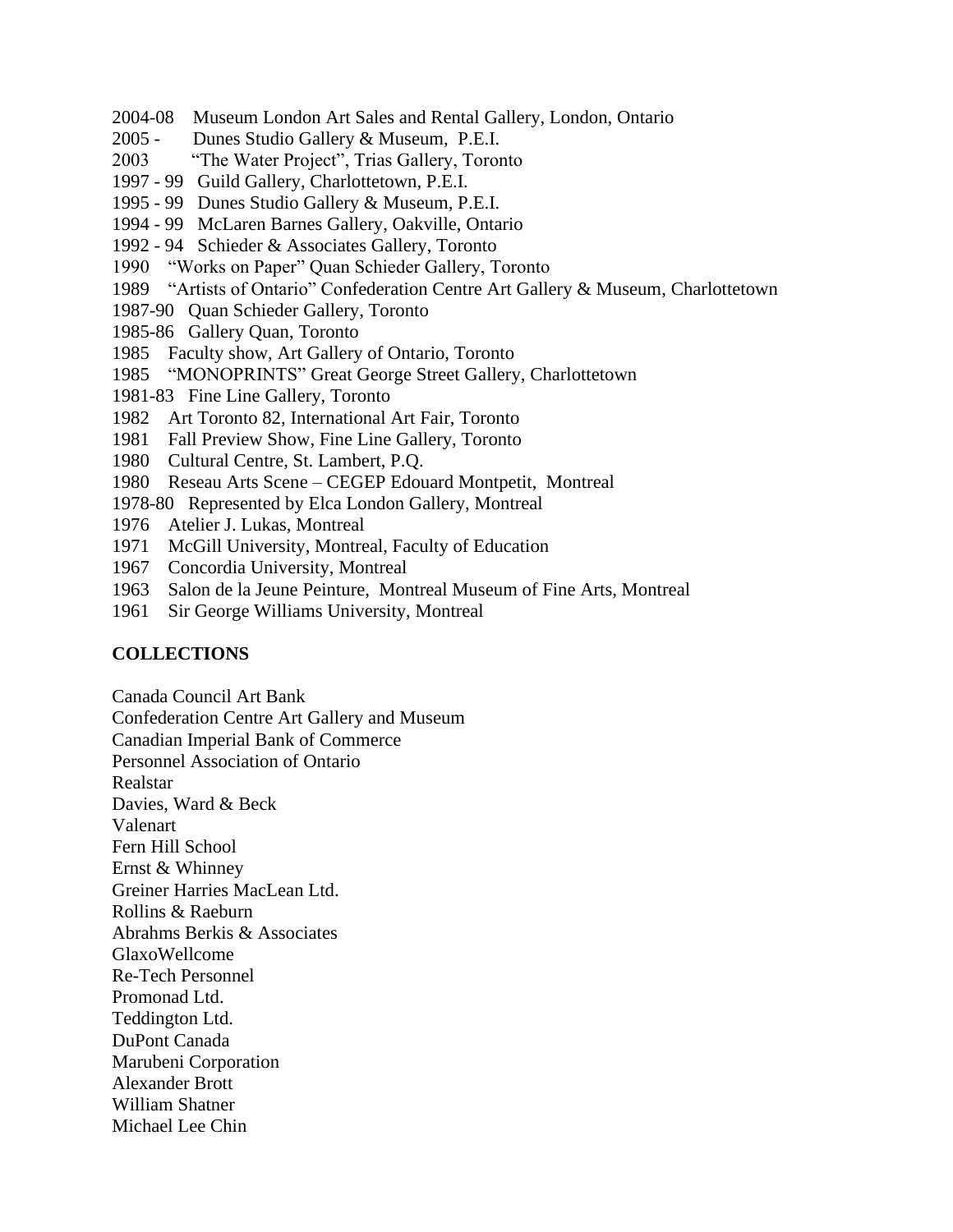2004-08 Museum London Art Sales and Rental Gallery, London, Ontario  
2005 - Dunes Studio Gallery & Museum, P.E.I.  
2003 "The Water Project", Trias Gallery, Toronto  
1997 - 99 Guild Gallery, Charlottetown, P.E.I.  
1995 - 99 Dunes Studio Gallery & Museum, P.E.I.  
1994 - 99 McLaren Barnes Gallery, Oakville, Ontario  
1992 - 94 Schieder & Associates Gallery, Toronto  
1990 "Works on Paper" Quan Schieder Gallery, Toronto  
1989 "Artists of Ontario" Confederation Centre Art Gallery & Museum, Charlottetown  
1987-90 Quan Schieder Gallery, Toronto  
1985-86 Gallery Quan, Toronto  
1985 Faculty show, Art Gallery of Ontario, Toronto  
1985 "MONOPRINTS" Great George Street Gallery, Charlottetown  
1981-83 Fine Line Gallery, Toronto  
1982 Art Toronto 82, International Art Fair, Toronto  
1981 Fall Preview Show, Fine Line Gallery, Toronto  
1980 Cultural Centre, St. Lambert, P.Q.  
1980 Reseau Arts Scene – CEGEP Edouard Montpetit, Montreal  
1978-80 Represented by Elca London Gallery, Montreal  
1976 Atelier J. Lukas, Montreal  
1971 McGill University, Montreal, Faculty of Education  
1967 Concordia University, Montreal  
1963 Salon de la Jeune Peinture, Montreal Museum of Fine Arts, Montreal  
1961 Sir George Williams University, Montreal

**COLLECTIONS**

Canada Council Art Bank  
Confederation Centre Art Gallery and Museum  
Canadian Imperial Bank of Commerce  
Personnel Association of Ontario  
Realstar  
Davies, Ward & Beck  
Valenart  
Fern Hill School  
Ernst & Whinney  
Greiner Harries MacLean Ltd.  
Rollins & Raeburn  
Abrahms Berkis & Associates  
GlaxoWellcome  
Re-Tech Personnel  
Promonad Ltd.  
Teddington Ltd.  
DuPont Canada  
Marubeni Corporation  
Alexander Brott  
William Shatner  
Michael Lee Chin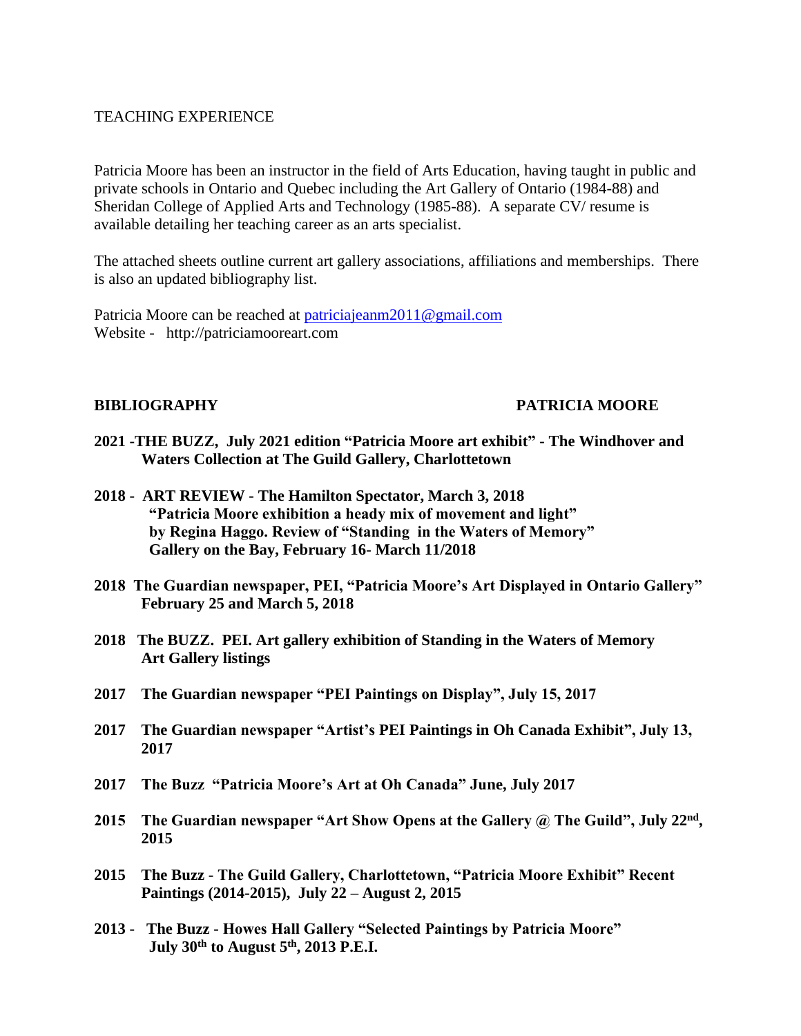TEACHING EXPERIENCE

Patricia Moore has been an instructor in the field of Arts Education, having taught in public and private schools in Ontario and Quebec including the Art Gallery of Ontario (1984-88) and Sheridan College of Applied Arts and Technology (1985-88). A separate CV/ resume is available detailing her teaching career as an arts specialist.

The attached sheets outline current art gallery associations, affiliations and memberships. There is also an updated bibliography list.

Patricia Moore can be reached at [patriciajeanm2011@gmail.com](mailto:patriciajeanm2011@gmail.com)
Website - http://patriciamooreart.com

**BIBLIOGRAPHY PATRICIA MOORE**

**2021 -THE BUZZ, July 2021 edition "Patricia Moore art exhibit" - The Windhover and Waters Collection at The Guild Gallery, Charlottetown**

**2018 - ART REVIEW - The Hamilton Spectator, March 3, 2018 "Patricia Moore exhibition a heady mix of movement and light" by Regina Haggo. Review of "Standing in the Waters of Memory" Gallery on the Bay, February 16- March 11/2018**

**2018 The Guardian newspaper, PEI, "Patricia Moore's Art Displayed in Ontario Gallery" February 25 and March 5, 2018**

**2018 The BUZZ. PEI. Art gallery exhibition of Standing in the Waters of Memory Art Gallery listings**

**2017 The Guardian newspaper "PEI Paintings on Display", July 15, 2017**

**2017 The Guardian newspaper "Artist's PEI Paintings in Oh Canada Exhibit", July 13, 2017**

**2017 The Buzz "Patricia Moore's Art at Oh Canada" June, July 2017**

**2015 The Guardian newspaper "Art Show Opens at the Gallery @ The Guild", July 22nd, 2015**

**2015 The Buzz - The Guild Gallery, Charlottetown, "Patricia Moore Exhibit" Recent Paintings (2014-2015), July 22 – August 2, 2015**

**2013 - The Buzz - Howes Hall Gallery "Selected Paintings by Patricia Moore" July 30th to August 5th, 2013 P.E.I.**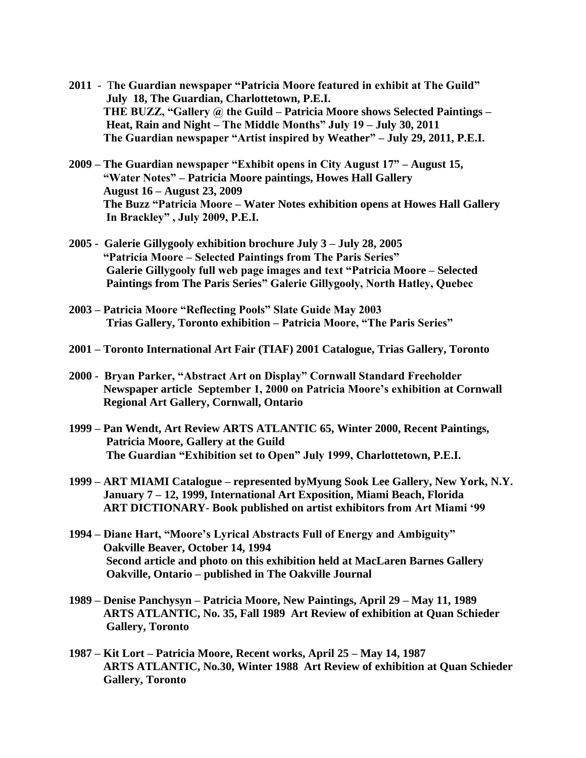**2011 - The Guardian newspaper "Patricia Moore featured in exhibit at The Guild" July 18, The Guardian, Charlottetown, P.E.I.**
**THE BUZZ, "Gallery @ the Guild – Patricia Moore shows Selected Paintings – Heat, Rain and Night – The Middle Months" July 19 – July 30, 2011**
**The Guardian newspaper "Artist inspired by Weather" – July 29, 2011, P.E.I.**

**2009 – The Guardian newspaper "Exhibit opens in City August 17" – August 15, "Water Notes" – Patricia Moore paintings, Howes Hall Gallery August 16 – August 23, 2009**
**The Buzz "Patricia Moore – Water Notes exhibition opens at Howes Hall Gallery In Brackley" , July 2009, P.E.I.**

**2005 - Galerie Gillygooly exhibition brochure July 3 – July 28, 2005 "Patricia Moore – Selected Paintings from The Paris Series"**
**Galerie Gillygooly full web page images and text "Patricia Moore – Selected Paintings from The Paris Series" Galerie Gillygooly, North Hatley, Quebec**

**2003 – Patricia Moore "Reflecting Pools" Slate Guide May 2003**
**Trias Gallery, Toronto exhibition – Patricia Moore, "The Paris Series"**

**2001 – Toronto International Art Fair (TIAF) 2001 Catalogue, Trias Gallery, Toronto**

**2000 - Bryan Parker, "Abstract Art on Display" Cornwall Standard Freeholder Newspaper article September 1, 2000 on Patricia Moore's exhibition at Cornwall Regional Art Gallery, Cornwall, Ontario**

**1999 – Pan Wendt, Art Review ARTS ATLANTIC 65, Winter 2000, Recent Paintings, Patricia Moore, Gallery at the Guild**
**The Guardian "Exhibition set to Open" July 1999, Charlottetown, P.E.I.**

**1999 – ART MIAMI Catalogue – represented byMyung Sook Lee Gallery, New York, N.Y. January 7 – 12, 1999, International Art Exposition, Miami Beach, Florida**
**ART DICTIONARY- Book published on artist exhibitors from Art Miami '99**

**1994 – Diane Hart, "Moore's Lyrical Abstracts Full of Energy and Ambiguity" Oakville Beaver, October 14, 1994**
**Second article and photo on this exhibition held at MacLaren Barnes Gallery Oakville, Ontario – published in The Oakville Journal**

**1989 – Denise Panchysyn – Patricia Moore, New Paintings, April 29 – May 11, 1989 ARTS ATLANTIC, No. 35, Fall 1989 Art Review of exhibition at Quan Schieder Gallery, Toronto**

**1987 – Kit Lort – Patricia Moore, Recent works, April 25 – May 14, 1987 ARTS ATLANTIC, No.30, Winter 1988 Art Review of exhibition at Quan Schieder Gallery, Toronto**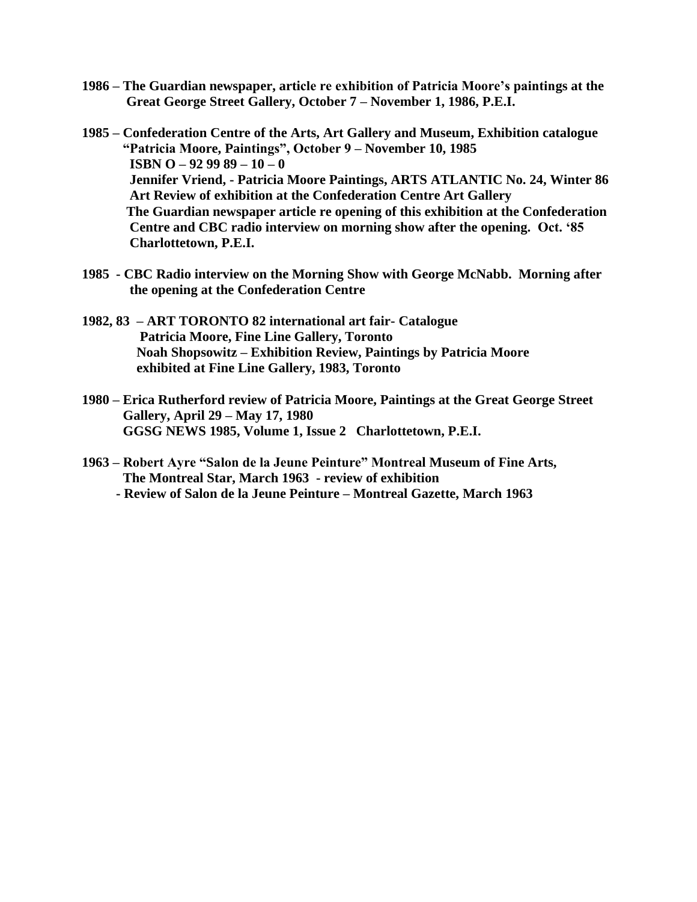**1986 – The Guardian newspaper, article re exhibition of Patricia Moore's paintings at the Great George Street Gallery, October 7 – November 1, 1986, P.E.I.**

**1985 – Confederation Centre of the Arts, Art Gallery and Museum, Exhibition catalogue "Patricia Moore, Paintings", October 9 – November 10, 1985**
**ISBN O – 92 99 89 – 10 – 0**
**Jennifer Vriend, - Patricia Moore Paintings, ARTS ATLANTIC No. 24, Winter 86**
**Art Review of exhibition at the Confederation Centre Art Gallery**
**The Guardian newspaper article re opening of this exhibition at the Confederation Centre and CBC radio interview on morning show after the opening. Oct. '85 Charlottetown, P.E.I.**

**1985 - CBC Radio interview on the Morning Show with George McNabb. Morning after the opening at the Confederation Centre**

**1982, 83 – ART TORONTO 82 international art fair- Catalogue**
**Patricia Moore, Fine Line Gallery, Toronto**
**Noah Shopsowitz – Exhibition Review, Paintings by Patricia Moore exhibited at Fine Line Gallery, 1983, Toronto**

**1980 – Erica Rutherford review of Patricia Moore, Paintings at the Great George Street Gallery, April 29 – May 17, 1980**
**GGSG NEWS 1985, Volume 1, Issue 2 Charlottetown, P.E.I.**

**1963 – Robert Ayre "Salon de la Jeune Peinture" Montreal Museum of Fine Arts, The Montreal Star, March 1963 - review of exhibition**
**- Review of Salon de la Jeune Peinture – Montreal Gazette, March 1963**